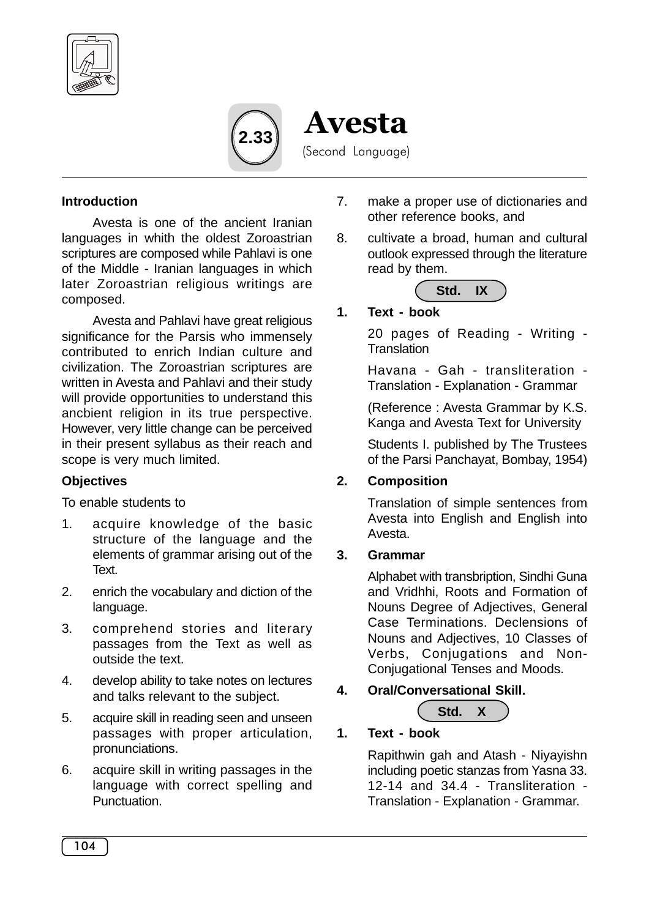# 2.33 Avesta

(Second Language)

**Introduction**

Avesta is one of the ancient Iranian languages in whith the oldest Zoroastrian scriptures are composed while Pahlavi is one of the Middle - Iranian languages in which later Zoroastrian religious writings are composed.

Avesta and Pahlavi have great religious significance for the Parsis who immensely contributed to enrich Indian culture and civilization. The Zoroastrian scriptures are written in Avesta and Pahlavi and their study will provide opportunities to understand this ancbient religion in its true perspective. However, very little change can be perceived in their present syllabus as their reach and scope is very much limited.

**Objectives**

To enable students to

1. acquire knowledge of the basic structure of the language and the elements of grammar arising out of the Text.
2. enrich the vocabulary and diction of the language.
3. comprehend stories and literary passages from the Text as well as outside the text.
4. develop ability to take notes on lectures and talks relevant to the subject.
5. acquire skill in reading seen and unseen passages with proper articulation, pronunciations.
6. acquire skill in writing passages in the language with correct spelling and Punctuation.
7. make a proper use of dictionaries and other reference books, and
8. cultivate a broad, human and cultural outlook expressed through the literature read by them.

**Std. IX**

**1. Text - book**

20 pages of Reading - Writing - Translation

Havana - Gah - transliteration - Translation - Explanation - Grammar

(Reference : Avesta Grammar by K.S. Kanga and Avesta Text for University

Students I. published by The Trustees of the Parsi Panchayat, Bombay, 1954)

**2. Composition**

Translation of simple sentences from Avesta into English and English into Avesta.

**3. Grammar**

Alphabet with transbription, Sindhi Guna and Vridhhi, Roots and Formation of Nouns Degree of Adjectives, General Case Terminations. Declensions of Nouns and Adjectives, 10 Classes of Verbs, Conjugations and Non-Conjugational Tenses and Moods.

**4. Oral/Conversational Skill.**

**Std. X**

**1. Text - book**

Rapithwin gah and Atash - Niyayishn including poetic stanzas from Yasna 33. 12-14 and 34.4 - Transliteration - Translation - Explanation - Grammar.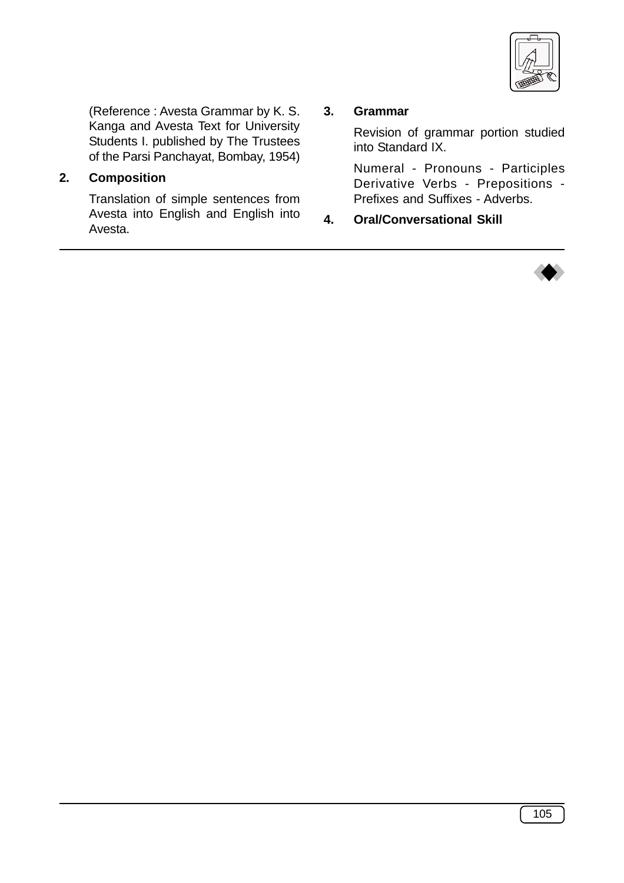(Reference : Avesta Grammar by K. S. Kanga and Avesta Text for University Students I. published by The Trustees of the Parsi Panchayat, Bombay, 1954)

**2. Composition**

Translation of simple sentences from Avesta into English and English into Avesta.

**3. Grammar**

Revision of grammar portion studied into Standard IX.

Numeral - Pronouns - Participles Derivative Verbs - Prepositions - Prefixes and Suffixes - Adverbs.

**4. Oral/Conversational Skill**